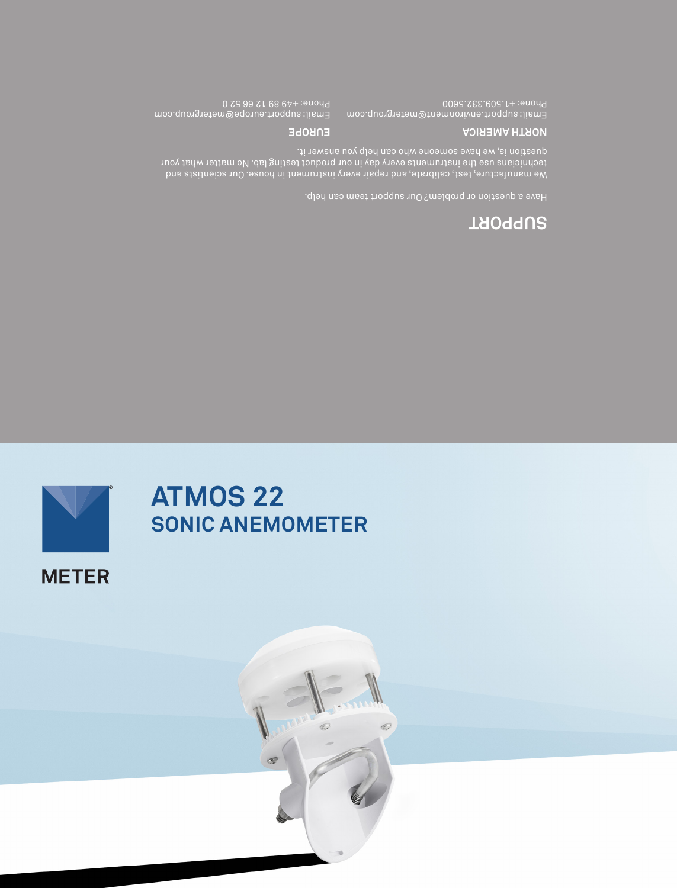# SUPPORT

Have a question or problem? Our support team can help.

We manufacture, test, calibrate, and repair every instrument in house. Our scientists and technicians use the instruments every day in our product testing lab. No matter what your question is, we have someone who can help you answer it.

**NORTH AMERICA**

Email: support.environment@metergroup.com
Phone: +1.509.332.5600

**EUROPE**

Email: support.europe@metergroup.com
Phone: +49 89 12 66 52 0

# ATMOS 22
## SONIC ANEMOMETER

METER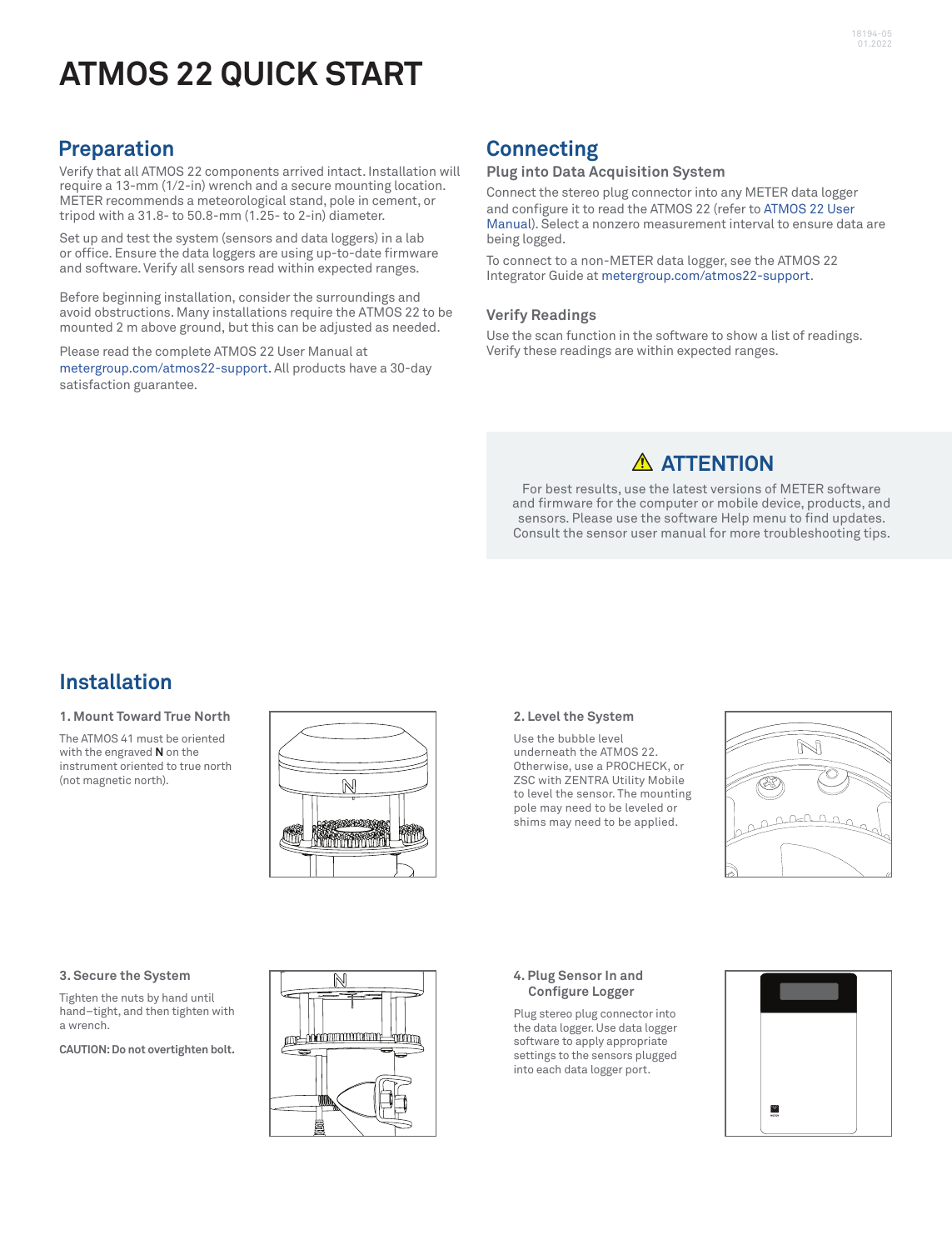# ATMOS 22 QUICK START

## Preparation

Verify that all ATMOS 22 components arrived intact. Installation will require a 13-mm (1/2-in) wrench and a secure mounting location. METER recommends a meteorological stand, pole in cement, or tripod with a 31.8- to 50.8-mm (1.25- to 2-in) diameter.

Set up and test the system (sensors and data loggers) in a lab or office. Ensure the data loggers are using up-to-date firmware and software. Verify all sensors read within expected ranges.

Before beginning installation, consider the surroundings and avoid obstructions. Many installations require the ATMOS 22 to be mounted 2 m above ground, but this can be adjusted as needed.

Please read the complete ATMOS 22 User Manual at metergroup.com/atmos22-support. All products have a 30-day satisfaction guarantee.

## Connecting

### Plug into Data Acquisition System

Connect the stereo plug connector into any METER data logger and configure it to read the ATMOS 22 (refer to ATMOS 22 User Manual). Select a nonzero measurement interval to ensure data are being logged.

To connect to a non-METER data logger, see the ATMOS 22 Integrator Guide at metergroup.com/atmos22-support.

### Verify Readings

Use the scan function in the software to show a list of readings. Verify these readings are within expected ranges.

> **⚠ ATTENTION**
>
> For best results, use the latest versions of METER software and firmware for the computer or mobile device, products, and sensors. Please use the software Help menu to find updates. Consult the sensor user manual for more troubleshooting tips.

## Installation

### 1. Mount Toward True North

The ATMOS 41 must be oriented with the engraved **N** on the instrument oriented to true north (not magnetic north).

### 2. Level the System

Use the bubble level underneath the ATMOS 22. Otherwise, use a PROCHECK, or ZSC with ZENTRA Utility Mobile to level the sensor. The mounting pole may need to be leveled or shims may need to be applied.

### 3. Secure the System

Tighten the nuts by hand until hand–tight, and then tighten with a wrench.

**CAUTION: Do not overtighten bolt.**

### 4. Plug Sensor In and Configure Logger

Plug stereo plug connector into the data logger. Use data logger software to apply appropriate settings to the sensors plugged into each data logger port.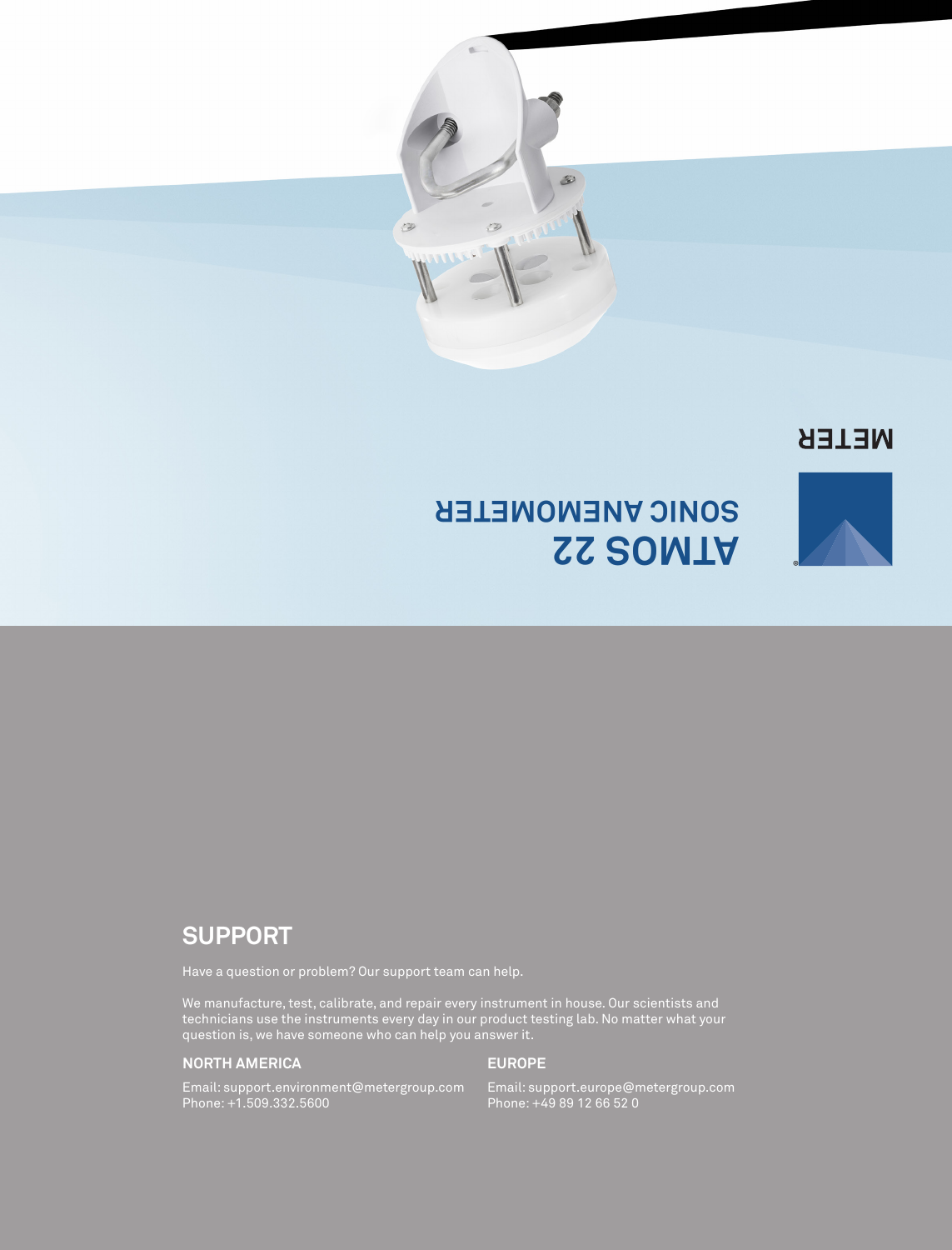METER

ATMOS 22

SONIC ANEMOMETER

## SUPPORT

Have a question or problem? Our support team can help.

We manufacture, test, calibrate, and repair every instrument in house. Our scientists and technicians use the instruments every day in our product testing lab. No matter what your question is, we have someone who can help you answer it.

### NORTH AMERICA

Email: support.environment@metergroup.com
Phone: +1.509.332.5600

### EUROPE

Email: support.europe@metergroup.com
Phone: +49 89 12 66 52 0